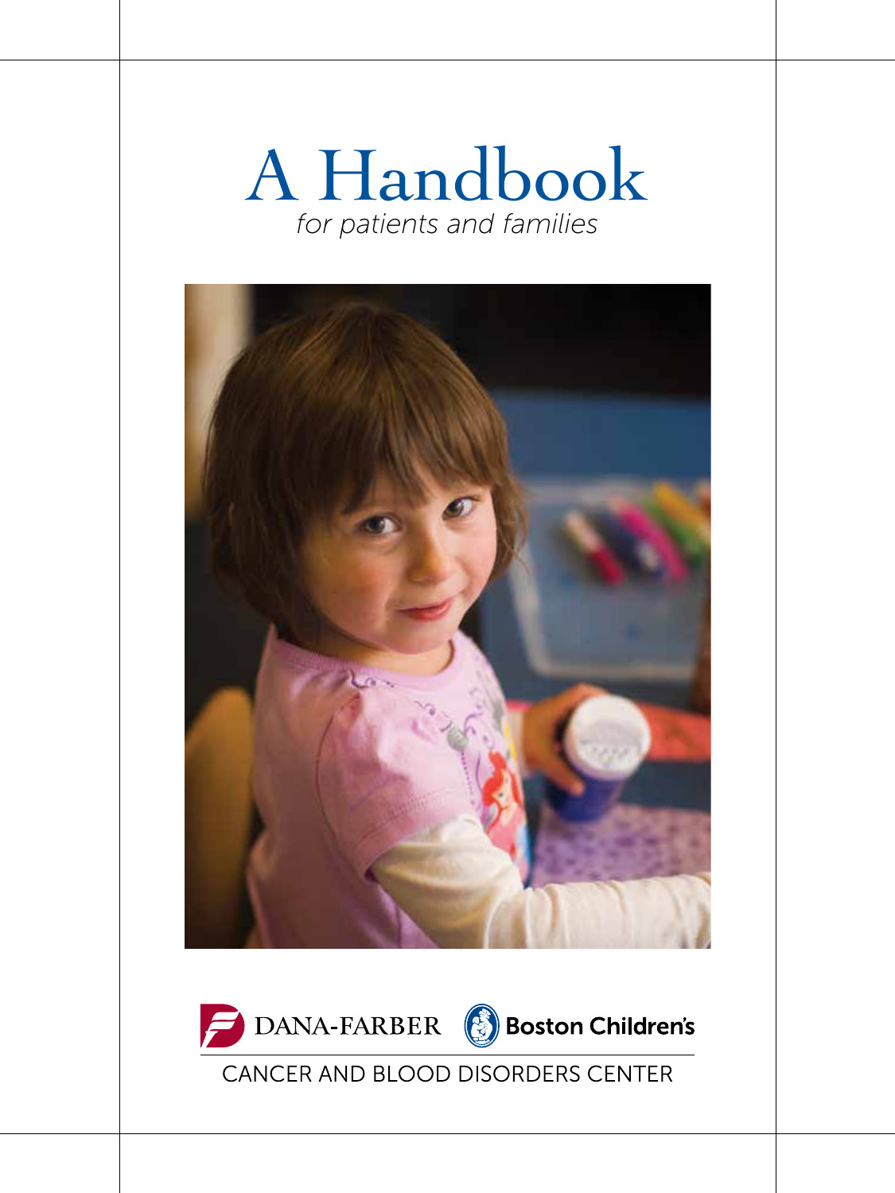# A Handbook

*for patients and families*

DANA-FARBER Boston Children's

CANCER AND BLOOD DISORDERS CENTER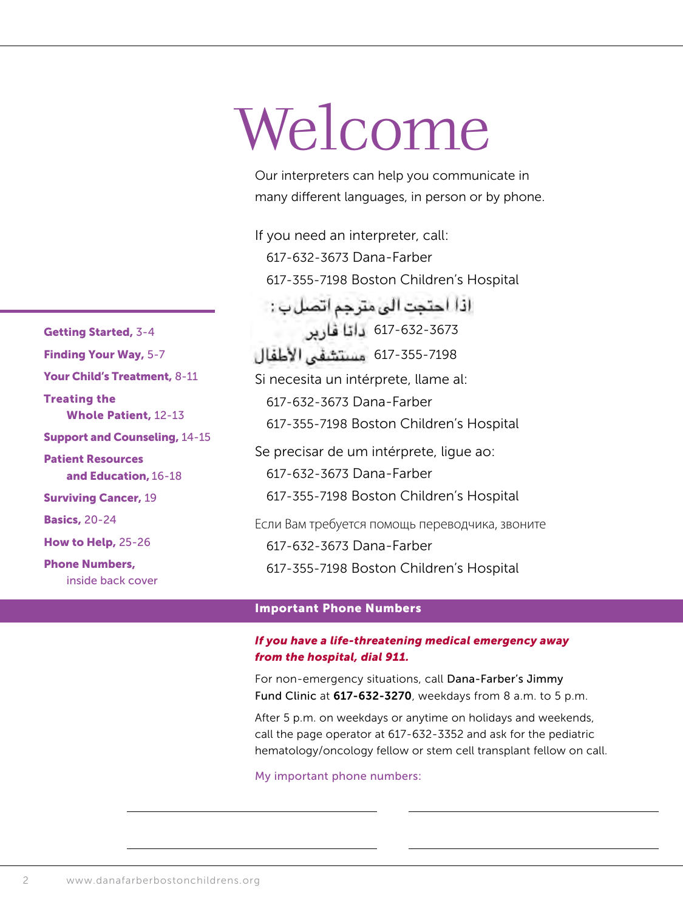- **Getting Started,** 3-4
- **Finding Your Way,** 5-7
- **Your Child's Treatment,** 8-11
- **Treating the Whole Patient,** 12-13
- **Support and Counseling,** 14-15
- **Patient Resources and Education,** 16-18
- **Surviving Cancer,** 19
- **Basics,** 20-24
- **How to Help,** 25-26
- **Phone Numbers,** inside back cover

# Welcome

Our interpreters can help you communicate in many different languages, in person or by phone.

If you need an interpreter, call:
617-632-3673 Dana-Farber
617-355-7198 Boston Children's Hospital

اذا احتجت الى مترجم اتصل ب :
617-632-3673 داناً فاربر
617-355-7198 مستشفى الأطفال

Si necesita un intérprete, llame al:
617-632-3673 Dana-Farber
617-355-7198 Boston Children's Hospital

Se precisar de um intérprete, ligue ao:
617-632-3673 Dana-Farber
617-355-7198 Boston Children's Hospital

Если Вам требуется помощь переводчика, звоните
617-632-3673 Dana-Farber
617-355-7198 Boston Children's Hospital

## Important Phone Numbers

***If you have a life-threatening medical emergency away from the hospital, dial 911.***

For non-emergency situations, call Dana-Farber's Jimmy Fund Clinic at **617-632-3270**, weekdays from 8 a.m. to 5 p.m.

After 5 p.m. on weekdays or anytime on holidays and weekends, call the page operator at 617-632-3352 and ask for the pediatric hematology/oncology fellow or stem cell transplant fellow on call.

My important phone numbers:

______________________________ ______________________________

______________________________ ______________________________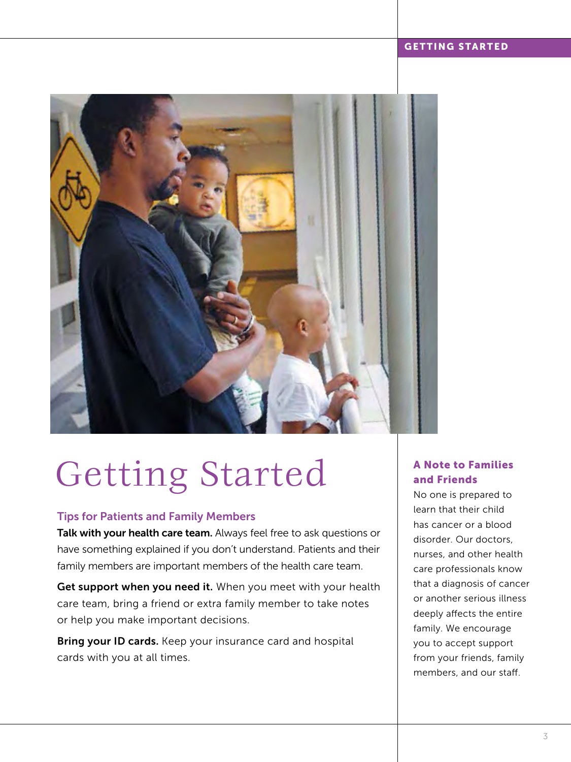# Getting Started

## Tips for Patients and Family Members

**Talk with your health care team.** Always feel free to ask questions or have something explained if you don't understand. Patients and their family members are important members of the health care team.

**Get support when you need it.** When you meet with your health care team, bring a friend or extra family member to take notes or help you make important decisions.

**Bring your ID cards.** Keep your insurance card and hospital cards with you at all times.

### A Note to Families and Friends

No one is prepared to learn that their child has cancer or a blood disorder. Our doctors, nurses, and other health care professionals know that a diagnosis of cancer or another serious illness deeply affects the entire family. We encourage you to accept support from your friends, family members, and our staff.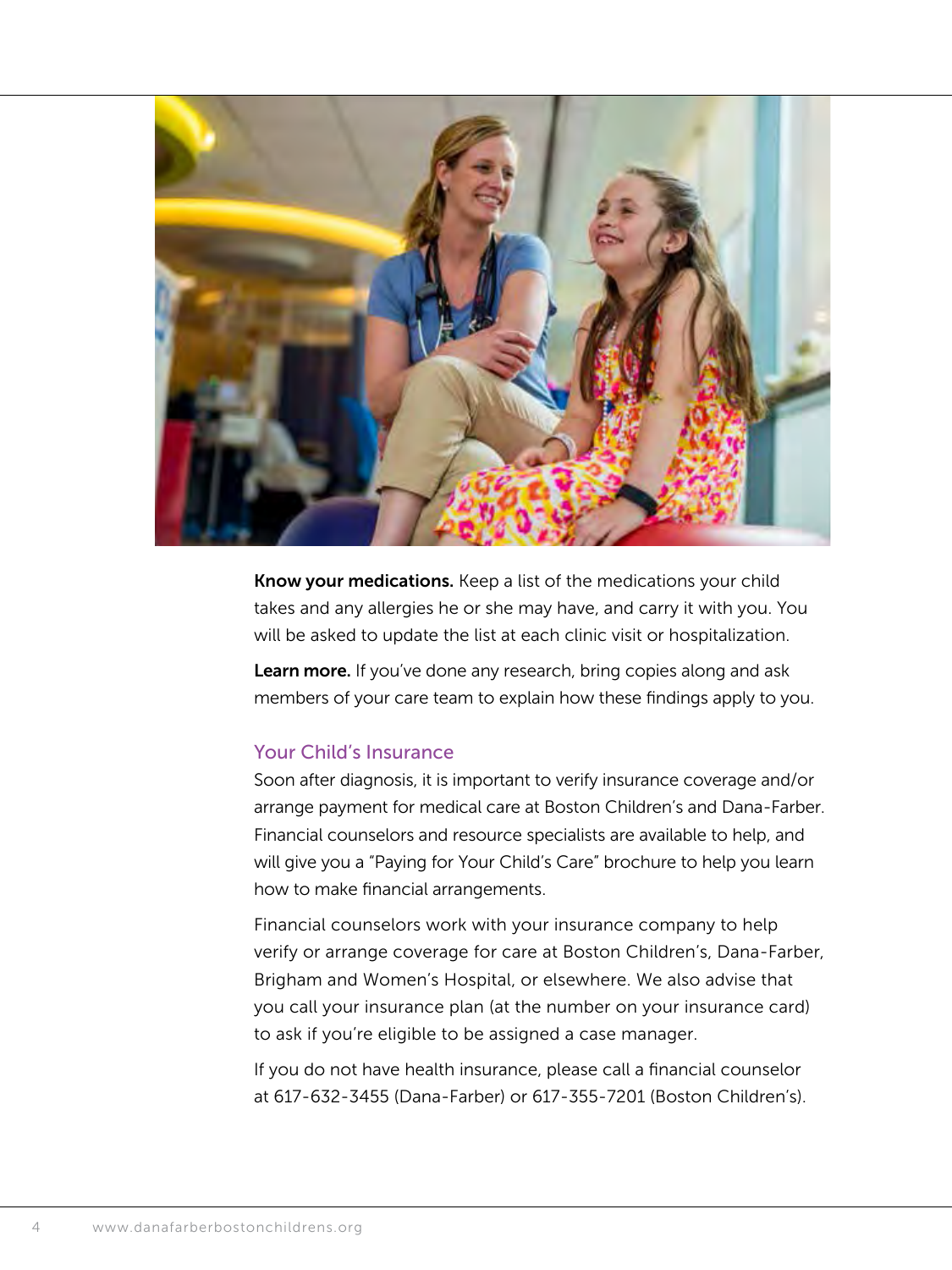**Know your medications.** Keep a list of the medications your child takes and any allergies he or she may have, and carry it with you. You will be asked to update the list at each clinic visit or hospitalization.

**Learn more.** If you've done any research, bring copies along and ask members of your care team to explain how these findings apply to you.

## Your Child's Insurance

Soon after diagnosis, it is important to verify insurance coverage and/or arrange payment for medical care at Boston Children's and Dana-Farber. Financial counselors and resource specialists are available to help, and will give you a "Paying for Your Child's Care" brochure to help you learn how to make financial arrangements.

Financial counselors work with your insurance company to help verify or arrange coverage for care at Boston Children's, Dana-Farber, Brigham and Women's Hospital, or elsewhere. We also advise that you call your insurance plan (at the number on your insurance card) to ask if you're eligible to be assigned a case manager.

If you do not have health insurance, please call a financial counselor at 617-632-3455 (Dana-Farber) or 617-355-7201 (Boston Children's).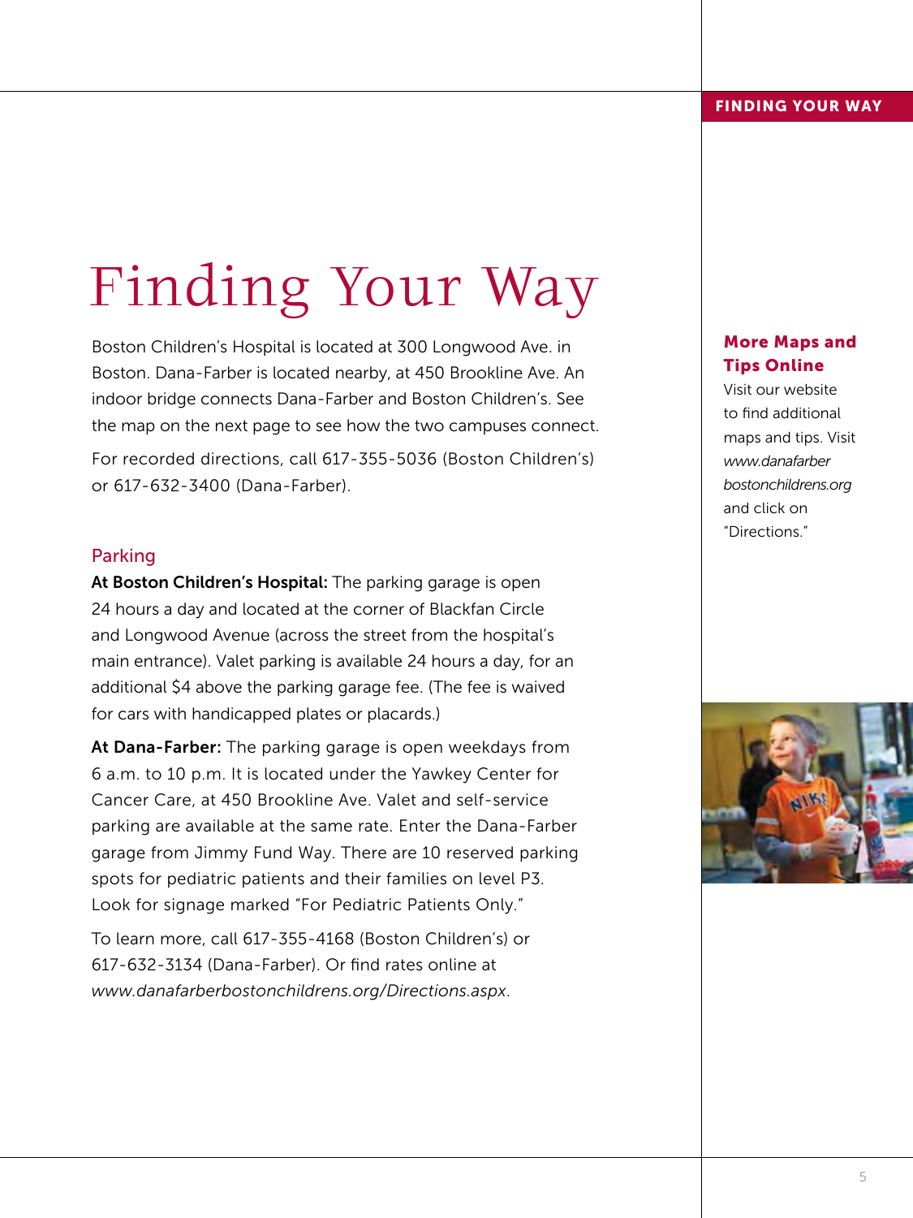# Finding Your Way

Boston Children's Hospital is located at 300 Longwood Ave. in Boston. Dana-Farber is located nearby, at 450 Brookline Ave. An indoor bridge connects Dana-Farber and Boston Children's. See the map on the next page to see how the two campuses connect.

For recorded directions, call 617-355-5036 (Boston Children's) or 617-632-3400 (Dana-Farber).

## Parking

**At Boston Children's Hospital:** The parking garage is open 24 hours a day and located at the corner of Blackfan Circle and Longwood Avenue (across the street from the hospital's main entrance). Valet parking is available 24 hours a day, for an additional $4 above the parking garage fee. (The fee is waived for cars with handicapped plates or placards.)

**At Dana-Farber:** The parking garage is open weekdays from 6 a.m. to 10 p.m. It is located under the Yawkey Center for Cancer Care, at 450 Brookline Ave. Valet and self-service parking are available at the same rate. Enter the Dana-Farber garage from Jimmy Fund Way. There are 10 reserved parking spots for pediatric patients and their families on level P3. Look for signage marked "For Pediatric Patients Only."

To learn more, call 617-355-4168 (Boston Children's) or 617-632-3134 (Dana-Farber). Or find rates online at *www.danafarberbostonchildrens.org/Directions.aspx*.

### More Maps and Tips Online

Visit our website to find additional maps and tips. Visit *www.danafarberbostonchildrens.org* and click on "Directions."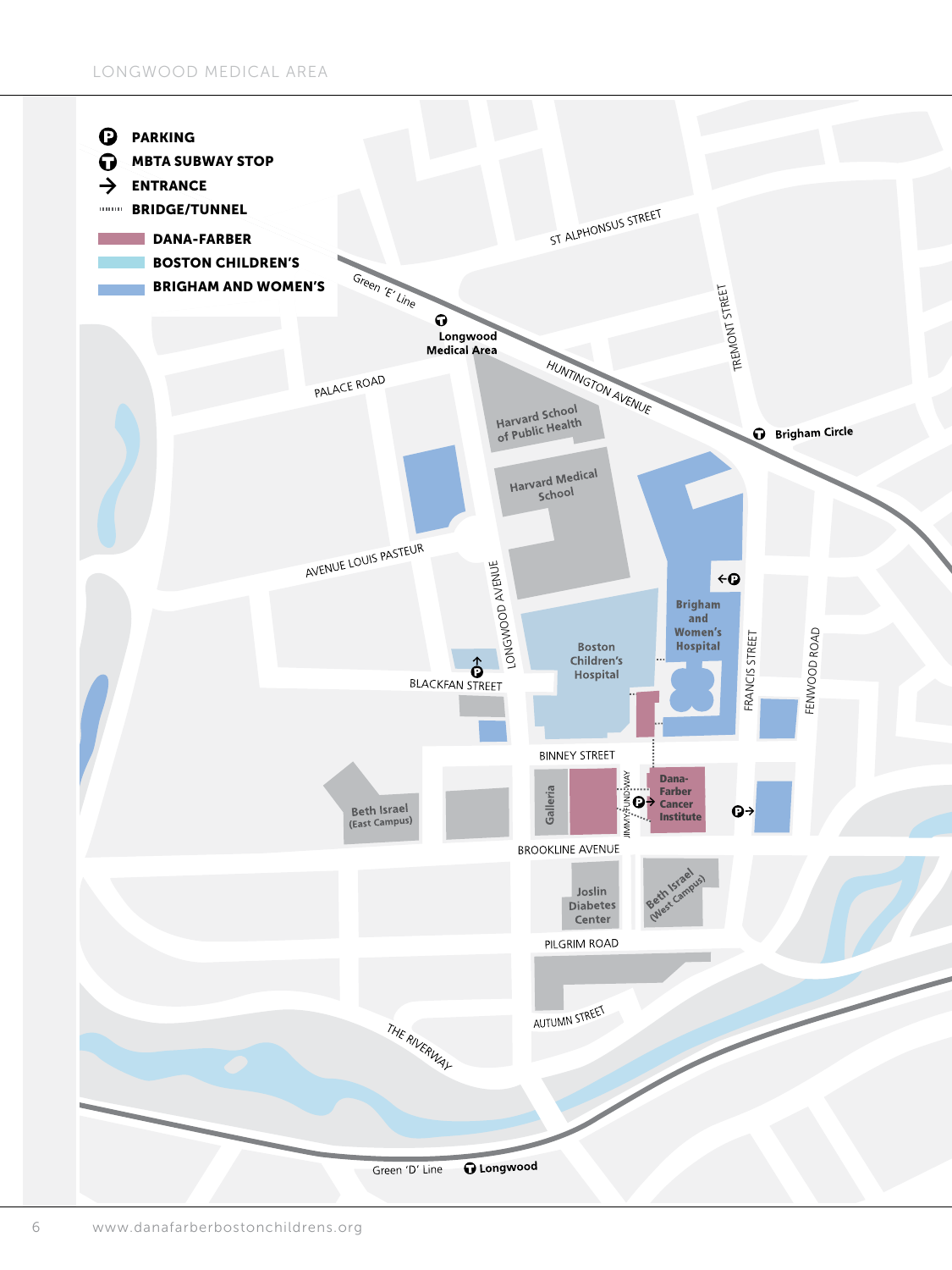LONGWOOD MEDICAL AREA

- PARKING
- MBTA SUBWAY STOP
- ENTRANCE
- BRIDGE/TUNNEL
- DANA-FARBER
- BOSTON CHILDREN'S
- BRIGHAM AND WOMEN'S

Green 'E' Line

Longwood Medical Area

ST ALPHONSUS STREET

HUNTINGTON AVENUE

TREMONT STREET

Brigham Circle

PALACE ROAD

Harvard School of Public Health

Harvard Medical School

AVENUE LOUIS PASTEUR

LONGWOOD AVENUE

Brigham and Women's Hospital

Boston Children's Hospital

BLACKFAN STREET

FRANCIS STREET

FENWOOD ROAD

BINNEY STREET

Galleria

JIMMY FUND WAY

Dana-Farber Cancer Institute

Beth Israel (East Campus)

BROOKLINE AVENUE

Joslin Diabetes Center

Beth Israel (West Campus)

PILGRIM ROAD

AUTUMN STREET

THE RIVERWAY

Green 'D' Line

Longwood

www.danafarberbostonchildrens.org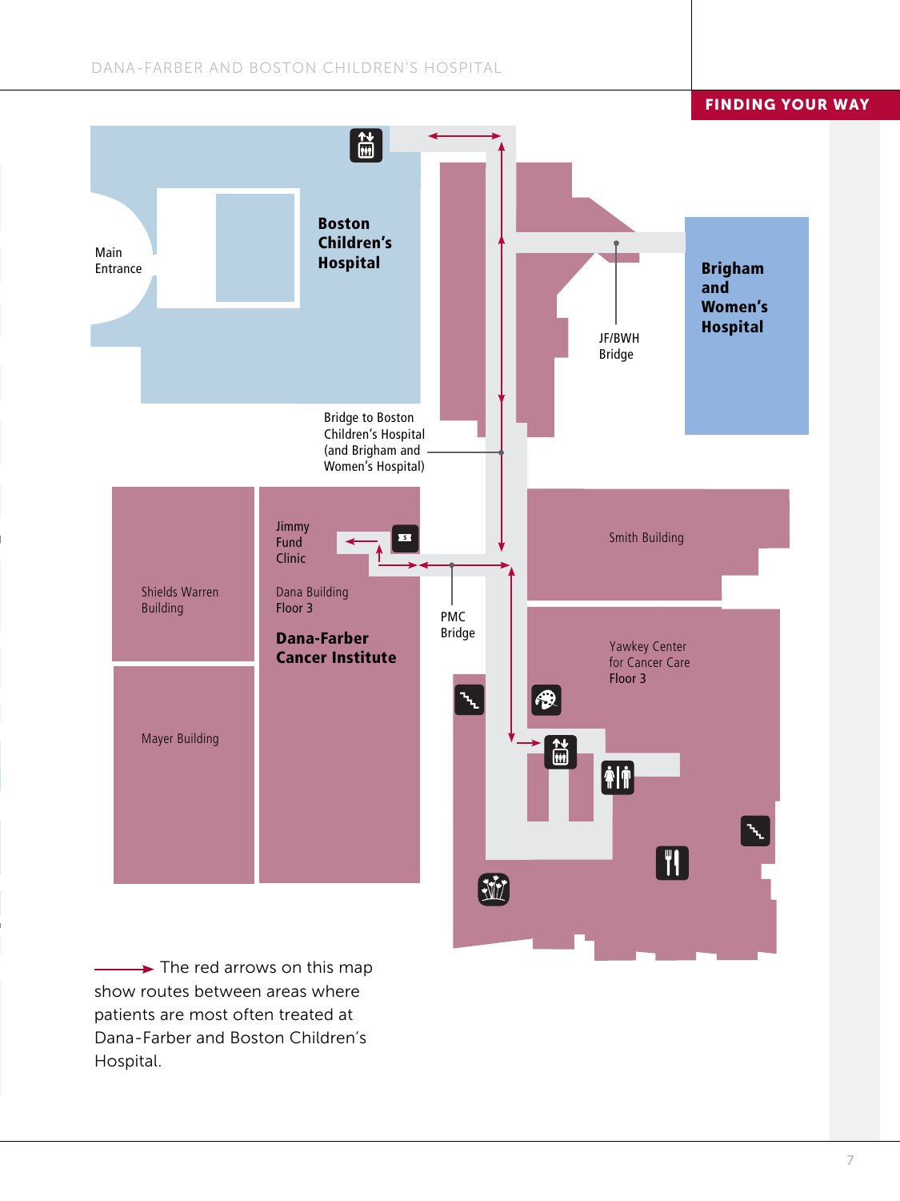## FINDING YOUR WAY

Boston Children's Hospital

Main Entrance

Brigham and Women's Hospital

JF/BWH Bridge

Bridge to Boston Children's Hospital (and Brigham and Women's Hospital)

Jimmy Fund Clinic

Dana Building Floor 3

Dana-Farber Cancer Institute

Shields Warren Building

Mayer Building

PMC Bridge

Smith Building

Yawkey Center for Cancer Care Floor 3

The red arrows on this map show routes between areas where patients are most often treated at Dana-Farber and Boston Children's Hospital.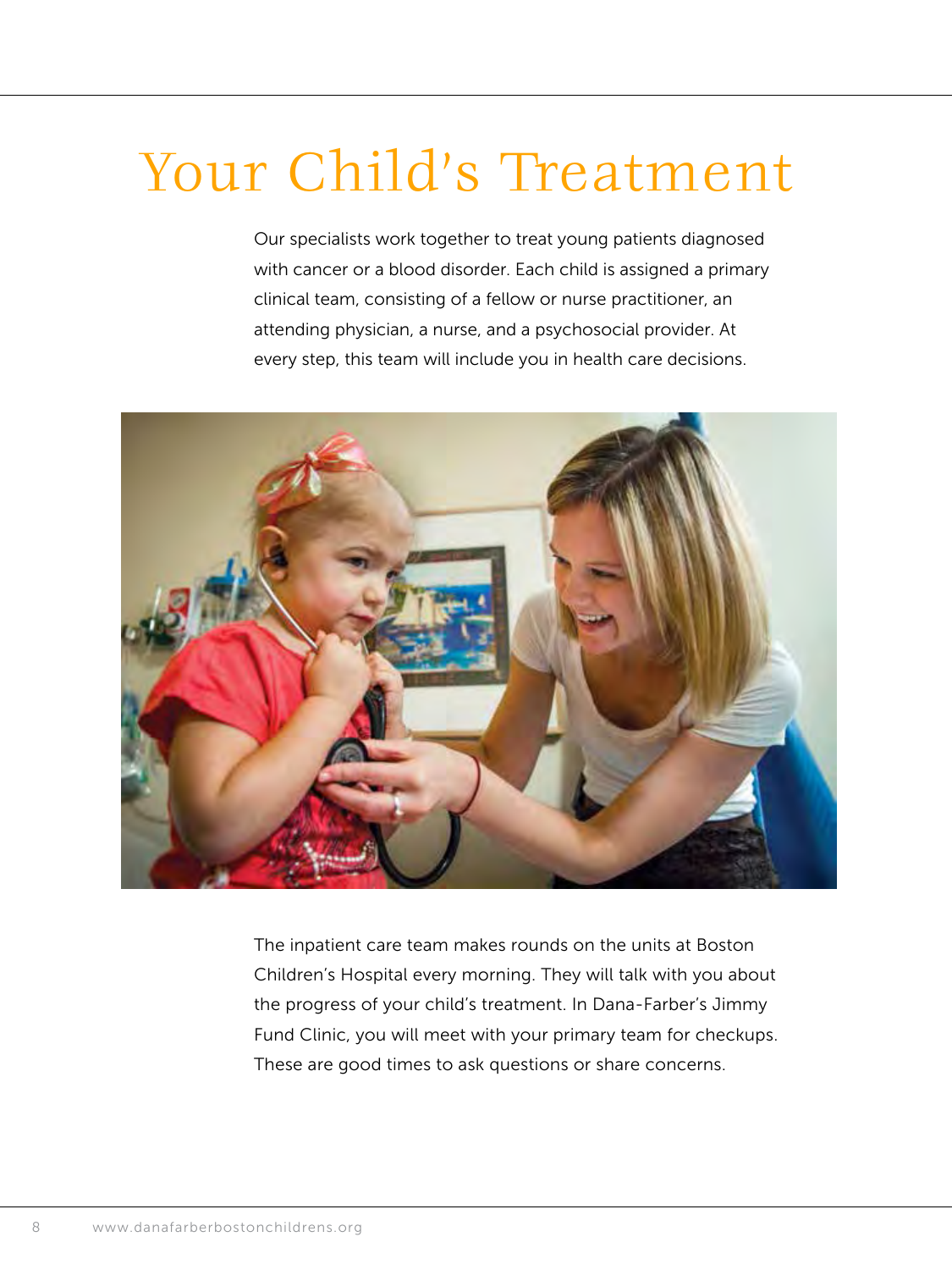# Your Child's Treatment

Our specialists work together to treat young patients diagnosed with cancer or a blood disorder. Each child is assigned a primary clinical team, consisting of a fellow or nurse practitioner, an attending physician, a nurse, and a psychosocial provider. At every step, this team will include you in health care decisions.

The inpatient care team makes rounds on the units at Boston Children's Hospital every morning. They will talk with you about the progress of your child's treatment. In Dana-Farber's Jimmy Fund Clinic, you will meet with your primary team for checkups. These are good times to ask questions or share concerns.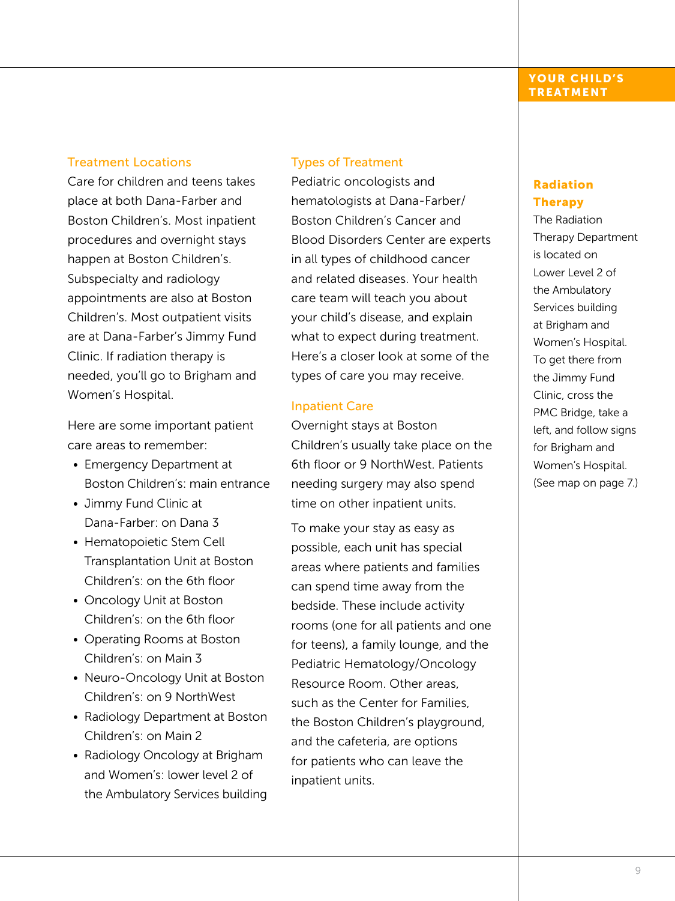## Treatment Locations

Care for children and teens takes place at both Dana-Farber and Boston Children's. Most inpatient procedures and overnight stays happen at Boston Children's. Subspecialty and radiology appointments are also at Boston Children's. Most outpatient visits are at Dana-Farber's Jimmy Fund Clinic. If radiation therapy is needed, you'll go to Brigham and Women's Hospital.

Here are some important patient care areas to remember:

- Emergency Department at Boston Children's: main entrance
- Jimmy Fund Clinic at Dana-Farber: on Dana 3
- Hematopoietic Stem Cell Transplantation Unit at Boston Children's: on the 6th floor
- Oncology Unit at Boston Children's: on the 6th floor
- Operating Rooms at Boston Children's: on Main 3
- Neuro-Oncology Unit at Boston Children's: on 9 NorthWest
- Radiology Department at Boston Children's: on Main 2
- Radiology Oncology at Brigham and Women's: lower level 2 of the Ambulatory Services building

## Types of Treatment

Pediatric oncologists and hematologists at Dana-Farber/Boston Children's Cancer and Blood Disorders Center are experts in all types of childhood cancer and related diseases. Your health care team will teach you about your child's disease, and explain what to expect during treatment. Here's a closer look at some of the types of care you may receive.

## Inpatient Care

Overnight stays at Boston Children's usually take place on the 6th floor or 9 NorthWest. Patients needing surgery may also spend time on other inpatient units.

To make your stay as easy as possible, each unit has special areas where patients and families can spend time away from the bedside. These include activity rooms (one for all patients and one for teens), a family lounge, and the Pediatric Hematology/Oncology Resource Room. Other areas, such as the Center for Families, the Boston Children's playground, and the cafeteria, are options for patients who can leave the inpatient units.

### Radiation Therapy

The Radiation Therapy Department is located on Lower Level 2 of the Ambulatory Services building at Brigham and Women's Hospital. To get there from the Jimmy Fund Clinic, cross the PMC Bridge, take a left, and follow signs for Brigham and Women's Hospital. (See map on page 7.)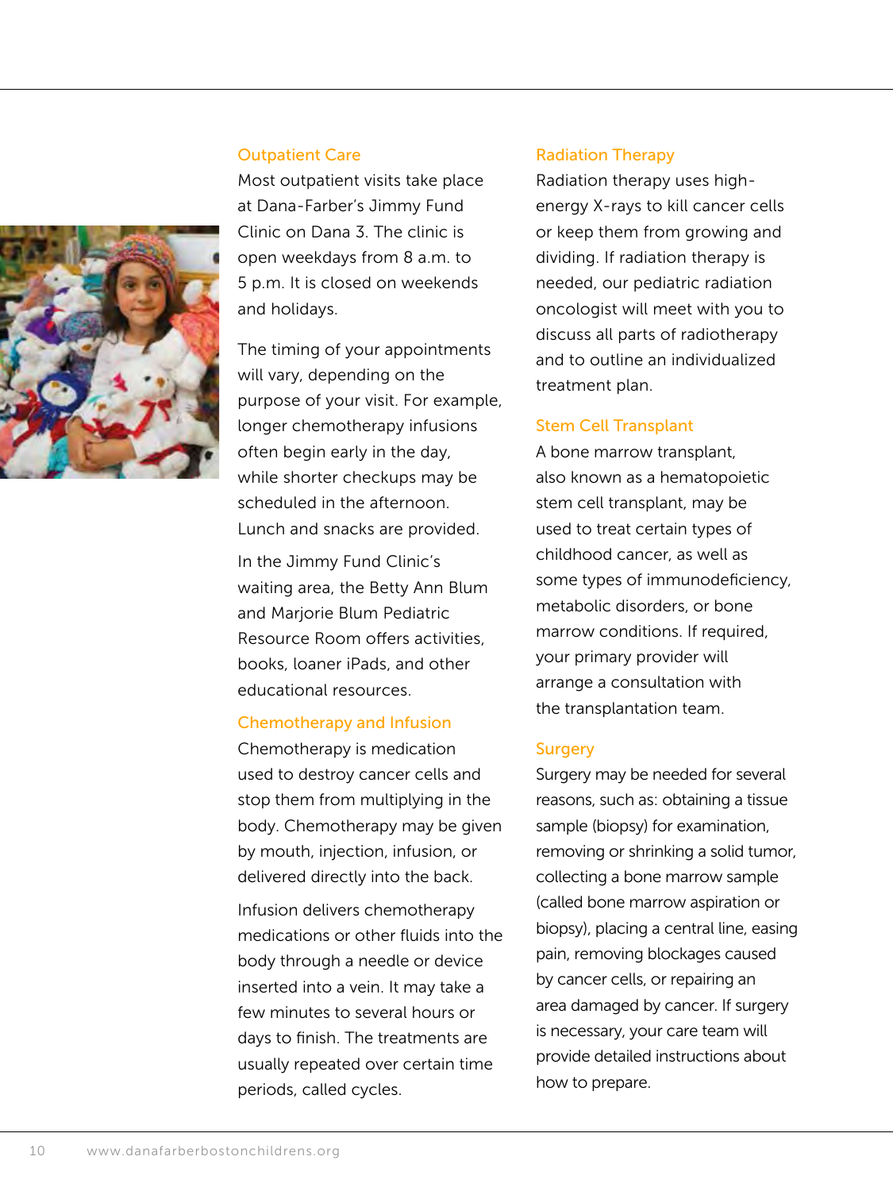## Outpatient Care

Most outpatient visits take place at Dana-Farber's Jimmy Fund Clinic on Dana 3. The clinic is open weekdays from 8 a.m. to 5 p.m. It is closed on weekends and holidays.

The timing of your appointments will vary, depending on the purpose of your visit. For example, longer chemotherapy infusions often begin early in the day, while shorter checkups may be scheduled in the afternoon. Lunch and snacks are provided.

In the Jimmy Fund Clinic's waiting area, the Betty Ann Blum and Marjorie Blum Pediatric Resource Room offers activities, books, loaner iPads, and other educational resources.

## Chemotherapy and Infusion

Chemotherapy is medication used to destroy cancer cells and stop them from multiplying in the body. Chemotherapy may be given by mouth, injection, infusion, or delivered directly into the back.

Infusion delivers chemotherapy medications or other fluids into the body through a needle or device inserted into a vein. It may take a few minutes to several hours or days to finish. The treatments are usually repeated over certain time periods, called cycles.

## Radiation Therapy

Radiation therapy uses high-energy X-rays to kill cancer cells or keep them from growing and dividing. If radiation therapy is needed, our pediatric radiation oncologist will meet with you to discuss all parts of radiotherapy and to outline an individualized treatment plan.

## Stem Cell Transplant

A bone marrow transplant, also known as a hematopoietic stem cell transplant, may be used to treat certain types of childhood cancer, as well as some types of immunodeficiency, metabolic disorders, or bone marrow conditions. If required, your primary provider will arrange a consultation with the transplantation team.

## Surgery

Surgery may be needed for several reasons, such as: obtaining a tissue sample (biopsy) for examination, removing or shrinking a solid tumor, collecting a bone marrow sample (called bone marrow aspiration or biopsy), placing a central line, easing pain, removing blockages caused by cancer cells, or repairing an area damaged by cancer. If surgery is necessary, your care team will provide detailed instructions about how to prepare.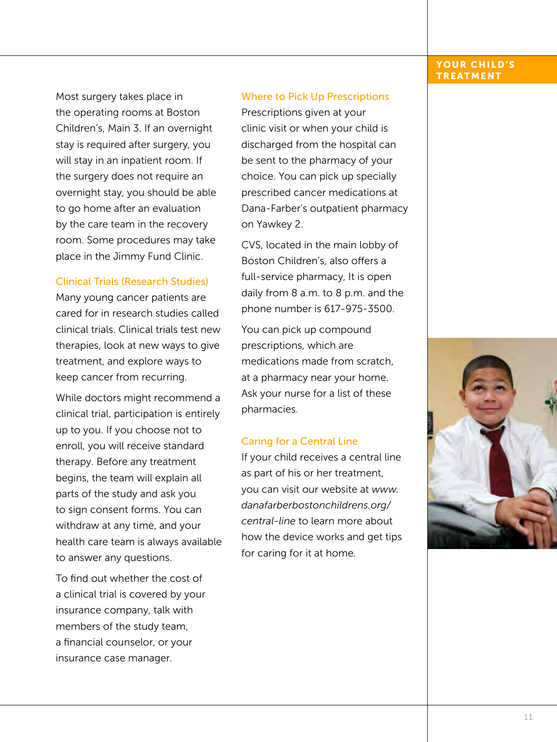Most surgery takes place in the operating rooms at Boston Children's, Main 3. If an overnight stay is required after surgery, you will stay in an inpatient room. If the surgery does not require an overnight stay, you should be able to go home after an evaluation by the care team in the recovery room. Some procedures may take place in the Jimmy Fund Clinic.

### Clinical Trials (Research Studies)

Many young cancer patients are cared for in research studies called clinical trials. Clinical trials test new therapies, look at new ways to give treatment, and explore ways to keep cancer from recurring.

While doctors might recommend a clinical trial, participation is entirely up to you. If you choose not to enroll, you will receive standard therapy. Before any treatment begins, the team will explain all parts of the study and ask you to sign consent forms. You can withdraw at any time, and your health care team is always available to answer any questions.

To find out whether the cost of a clinical trial is covered by your insurance company, talk with members of the study team, a financial counselor, or your insurance case manager.

### Where to Pick Up Prescriptions

Prescriptions given at your clinic visit or when your child is discharged from the hospital can be sent to the pharmacy of your choice. You can pick up specially prescribed cancer medications at Dana-Farber's outpatient pharmacy on Yawkey 2.

CVS, located in the main lobby of Boston Children's, also offers a full-service pharmacy, It is open daily from 8 a.m. to 8 p.m. and the phone number is 617-975-3500.

You can pick up compound prescriptions, which are medications made from scratch, at a pharmacy near your home. Ask your nurse for a list of these pharmacies.

### Caring for a Central Line

If your child receives a central line as part of his or her treatment, you can visit our website at *www.danafarberbostonchildrens.org/central-line* to learn more about how the device works and get tips for caring for it at home.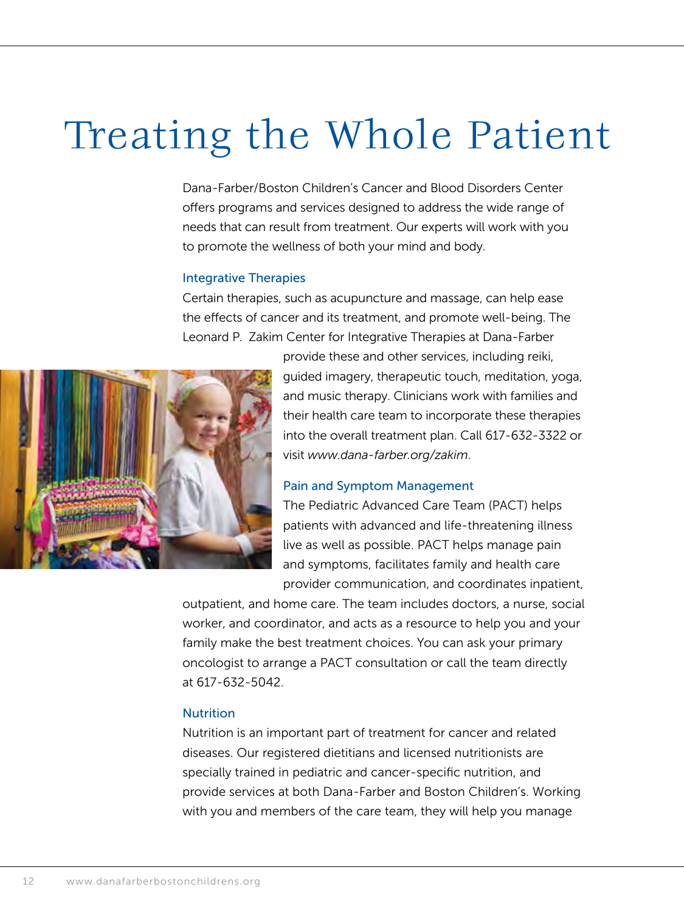# Treating the Whole Patient

Dana-Farber/Boston Children's Cancer and Blood Disorders Center offers programs and services designed to address the wide range of needs that can result from treatment. Our experts will work with you to promote the wellness of both your mind and body.

### Integrative Therapies

Certain therapies, such as acupuncture and massage, can help ease the effects of cancer and its treatment, and promote well-being. The Leonard P. Zakim Center for Integrative Therapies at Dana-Farber provide these and other services, including reiki, guided imagery, therapeutic touch, meditation, yoga, and music therapy. Clinicians work with families and their health care team to incorporate these therapies into the overall treatment plan. Call 617-632-3322 or visit *www.dana-farber.org/zakim*.

### Pain and Symptom Management

The Pediatric Advanced Care Team (PACT) helps patients with advanced and life-threatening illness live as well as possible. PACT helps manage pain and symptoms, facilitates family and health care provider communication, and coordinates inpatient, outpatient, and home care. The team includes doctors, a nurse, social worker, and coordinator, and acts as a resource to help you and your family make the best treatment choices. You can ask your primary oncologist to arrange a PACT consultation or call the team directly at 617-632-5042.

### Nutrition

Nutrition is an important part of treatment for cancer and related diseases. Our registered dietitians and licensed nutritionists are specially trained in pediatric and cancer-specific nutrition, and provide services at both Dana-Farber and Boston Children's. Working with you and members of the care team, they will help you manage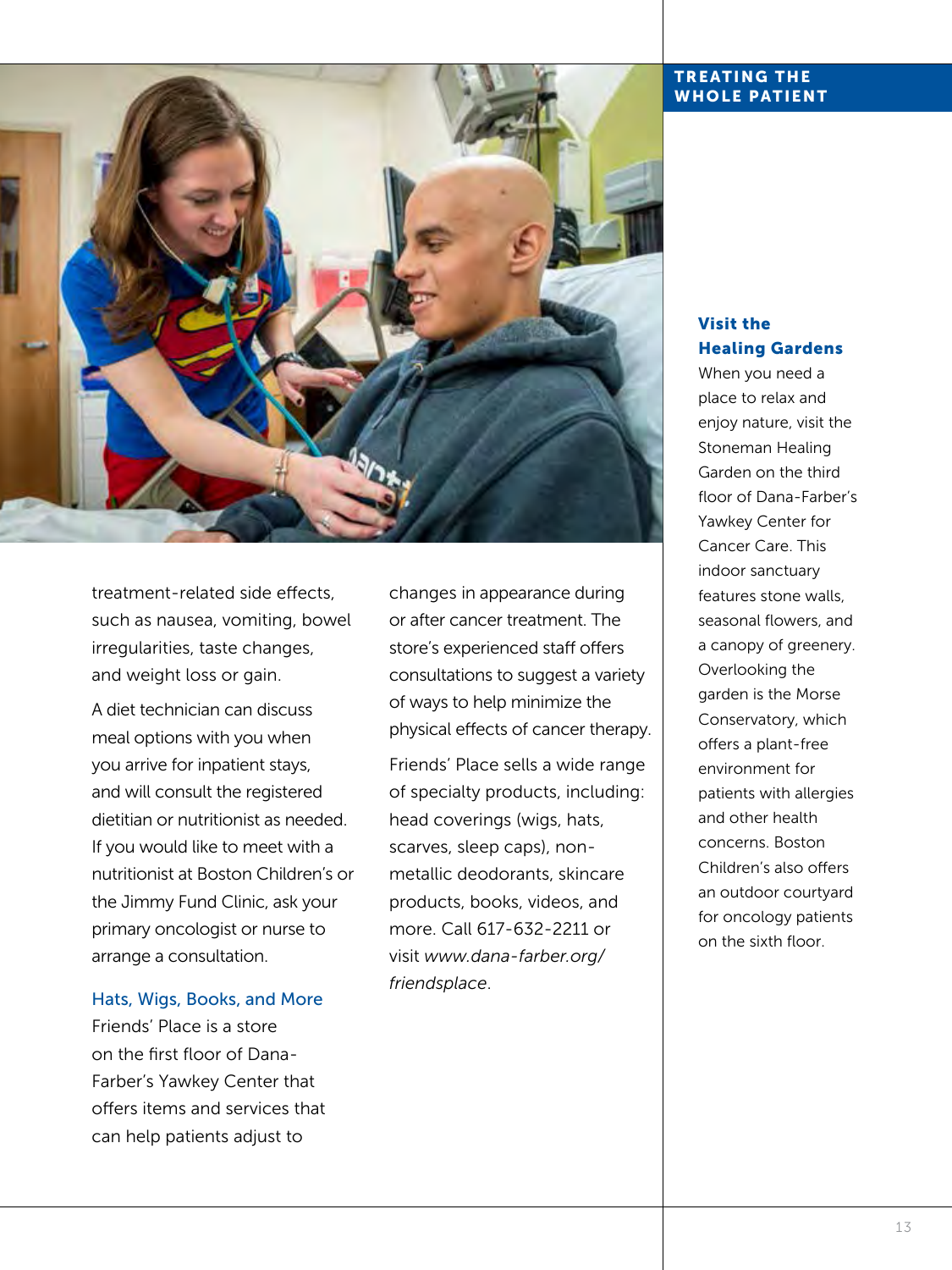## TREATING THE WHOLE PATIENT

treatment-related side effects, such as nausea, vomiting, bowel irregularities, taste changes, and weight loss or gain.

A diet technician can discuss meal options with you when you arrive for inpatient stays, and will consult the registered dietitian or nutritionist as needed. If you would like to meet with a nutritionist at Boston Children's or the Jimmy Fund Clinic, ask your primary oncologist or nurse to arrange a consultation.

### Hats, Wigs, Books, and More

Friends' Place is a store on the first floor of Dana-Farber's Yawkey Center that offers items and services that can help patients adjust to changes in appearance during or after cancer treatment. The store's experienced staff offers consultations to suggest a variety of ways to help minimize the physical effects of cancer therapy.

Friends' Place sells a wide range of specialty products, including: head coverings (wigs, hats, scarves, sleep caps), non-metallic deodorants, skincare products, books, videos, and more. Call 617-632-2211 or visit *www.dana-farber.org/friendsplace*.

### Visit the Healing Gardens

When you need a place to relax and enjoy nature, visit the Stoneman Healing Garden on the third floor of Dana-Farber's Yawkey Center for Cancer Care. This indoor sanctuary features stone walls, seasonal flowers, and a canopy of greenery. Overlooking the garden is the Morse Conservatory, which offers a plant-free environment for patients with allergies and other health concerns. Boston Children's also offers an outdoor courtyard for oncology patients on the sixth floor.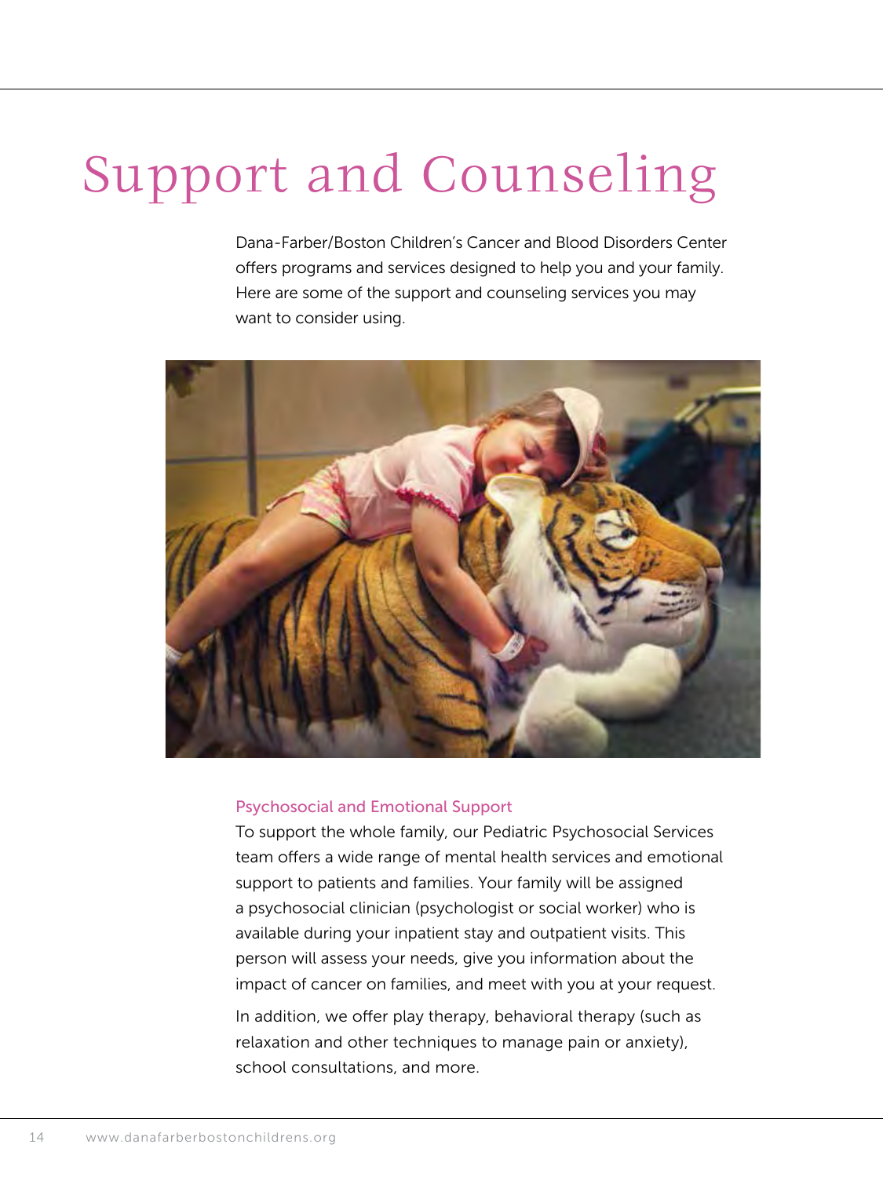# Support and Counseling

Dana-Farber/Boston Children's Cancer and Blood Disorders Center offers programs and services designed to help you and your family. Here are some of the support and counseling services you may want to consider using.

### Psychosocial and Emotional Support

To support the whole family, our Pediatric Psychosocial Services team offers a wide range of mental health services and emotional support to patients and families. Your family will be assigned a psychosocial clinician (psychologist or social worker) who is available during your inpatient stay and outpatient visits. This person will assess your needs, give you information about the impact of cancer on families, and meet with you at your request.

In addition, we offer play therapy, behavioral therapy (such as relaxation and other techniques to manage pain or anxiety), school consultations, and more.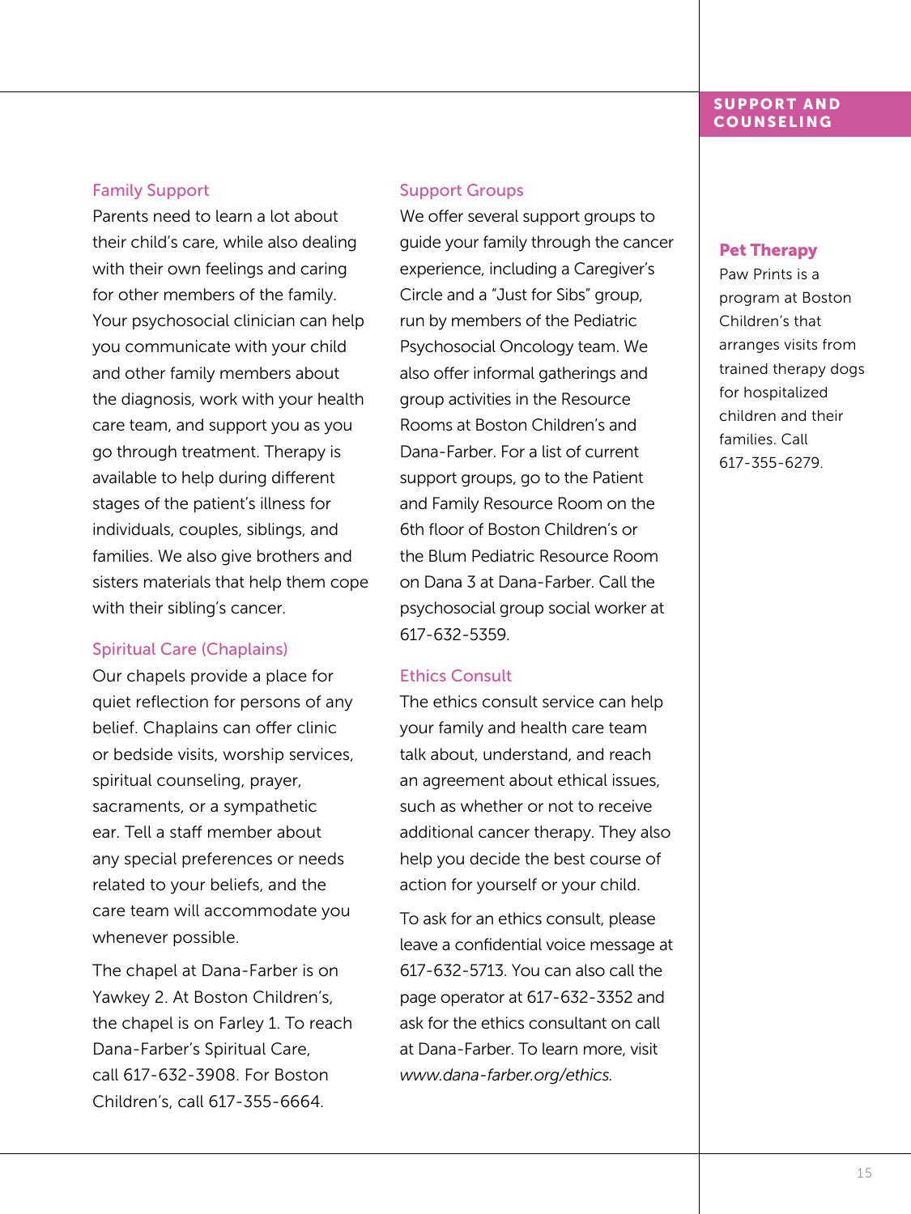## SUPPORT AND COUNSELING

### Family Support

Parents need to learn a lot about their child's care, while also dealing with their own feelings and caring for other members of the family. Your psychosocial clinician can help you communicate with your child and other family members about the diagnosis, work with your health care team, and support you as you go through treatment. Therapy is available to help during different stages of the patient's illness for individuals, couples, siblings, and families. We also give brothers and sisters materials that help them cope with their sibling's cancer.

### Spiritual Care (Chaplains)

Our chapels provide a place for quiet reflection for persons of any belief. Chaplains can offer clinic or bedside visits, worship services, spiritual counseling, prayer, sacraments, or a sympathetic ear. Tell a staff member about any special preferences or needs related to your beliefs, and the care team will accommodate you whenever possible.

The chapel at Dana-Farber is on Yawkey 2. At Boston Children's, the chapel is on Farley 1. To reach Dana-Farber's Spiritual Care, call 617-632-3908. For Boston Children's, call 617-355-6664.

### Support Groups

We offer several support groups to guide your family through the cancer experience, including a Caregiver's Circle and a "Just for Sibs" group, run by members of the Pediatric Psychosocial Oncology team. We also offer informal gatherings and group activities in the Resource Rooms at Boston Children's and Dana-Farber. For a list of current support groups, go to the Patient and Family Resource Room on the 6th floor of Boston Children's or the Blum Pediatric Resource Room on Dana 3 at Dana-Farber. Call the psychosocial group social worker at 617-632-5359.

### Ethics Consult

The ethics consult service can help your family and health care team talk about, understand, and reach an agreement about ethical issues, such as whether or not to receive additional cancer therapy. They also help you decide the best course of action for yourself or your child.

To ask for an ethics consult, please leave a confidential voice message at 617-632-5713. You can also call the page operator at 617-632-3352 and ask for the ethics consultant on call at Dana-Farber. To learn more, visit *www.dana-farber.org/ethics.*

### Pet Therapy

Paw Prints is a program at Boston Children's that arranges visits from trained therapy dogs for hospitalized children and their families. Call 617-355-6279.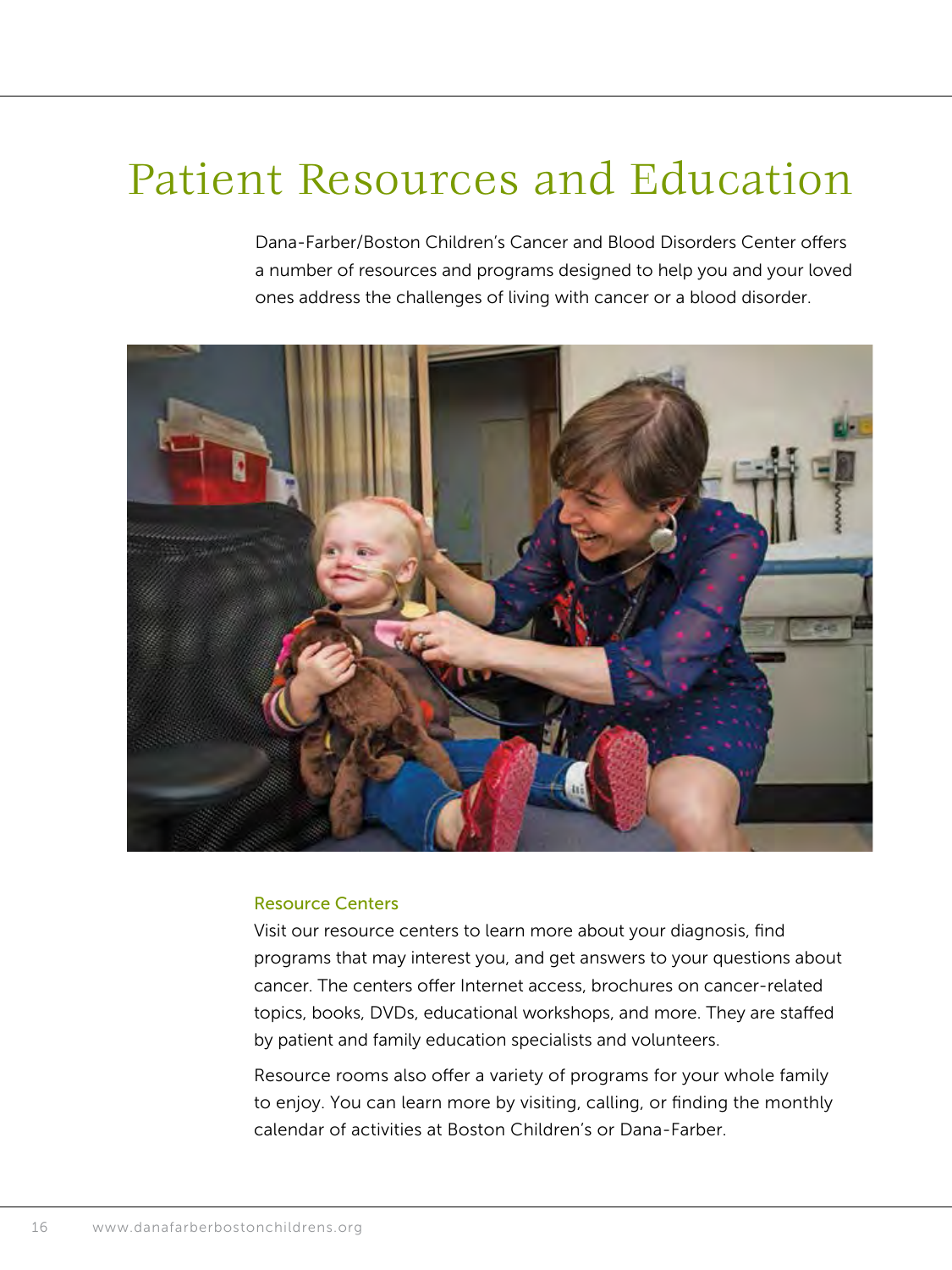# Patient Resources and Education

Dana-Farber/Boston Children's Cancer and Blood Disorders Center offers a number of resources and programs designed to help you and your loved ones address the challenges of living with cancer or a blood disorder.

## Resource Centers

Visit our resource centers to learn more about your diagnosis, find programs that may interest you, and get answers to your questions about cancer. The centers offer Internet access, brochures on cancer-related topics, books, DVDs, educational workshops, and more. They are staffed by patient and family education specialists and volunteers.

Resource rooms also offer a variety of programs for your whole family to enjoy. You can learn more by visiting, calling, or finding the monthly calendar of activities at Boston Children's or Dana-Farber.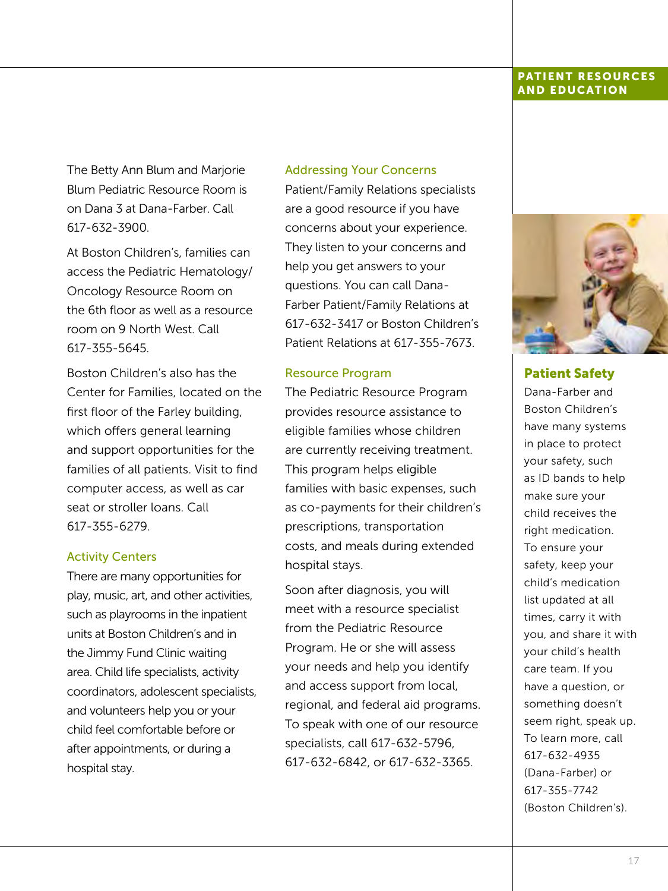The Betty Ann Blum and Marjorie Blum Pediatric Resource Room is on Dana 3 at Dana-Farber. Call 617-632-3900.

At Boston Children's, families can access the Pediatric Hematology/Oncology Resource Room on the 6th floor as well as a resource room on 9 North West. Call 617-355-5645.

Boston Children's also has the Center for Families, located on the first floor of the Farley building, which offers general learning and support opportunities for the families of all patients. Visit to find computer access, as well as car seat or stroller loans. Call 617-355-6279.

### Activity Centers

There are many opportunities for play, music, art, and other activities, such as playrooms in the inpatient units at Boston Children's and in the Jimmy Fund Clinic waiting area. Child life specialists, activity coordinators, adolescent specialists, and volunteers help you or your child feel comfortable before or after appointments, or during a hospital stay.

### Addressing Your Concerns

Patient/Family Relations specialists are a good resource if you have concerns about your experience. They listen to your concerns and help you get answers to your questions. You can call Dana-Farber Patient/Family Relations at 617-632-3417 or Boston Children's Patient Relations at 617-355-7673.

### Resource Program

The Pediatric Resource Program provides resource assistance to eligible families whose children are currently receiving treatment. This program helps eligible families with basic expenses, such as co-payments for their children's prescriptions, transportation costs, and meals during extended hospital stays.

Soon after diagnosis, you will meet with a resource specialist from the Pediatric Resource Program. He or she will assess your needs and help you identify and access support from local, regional, and federal aid programs. To speak with one of our resource specialists, call 617-632-5796, 617-632-6842, or 617-632-3365.

## Patient Safety

Dana-Farber and Boston Children's have many systems in place to protect your safety, such as ID bands to help make sure your child receives the right medication. To ensure your safety, keep your child's medication list updated at all times, carry it with you, and share it with your child's health care team. If you have a question, or something doesn't seem right, speak up. To learn more, call 617-632-4935 (Dana-Farber) or 617-355-7742 (Boston Children's).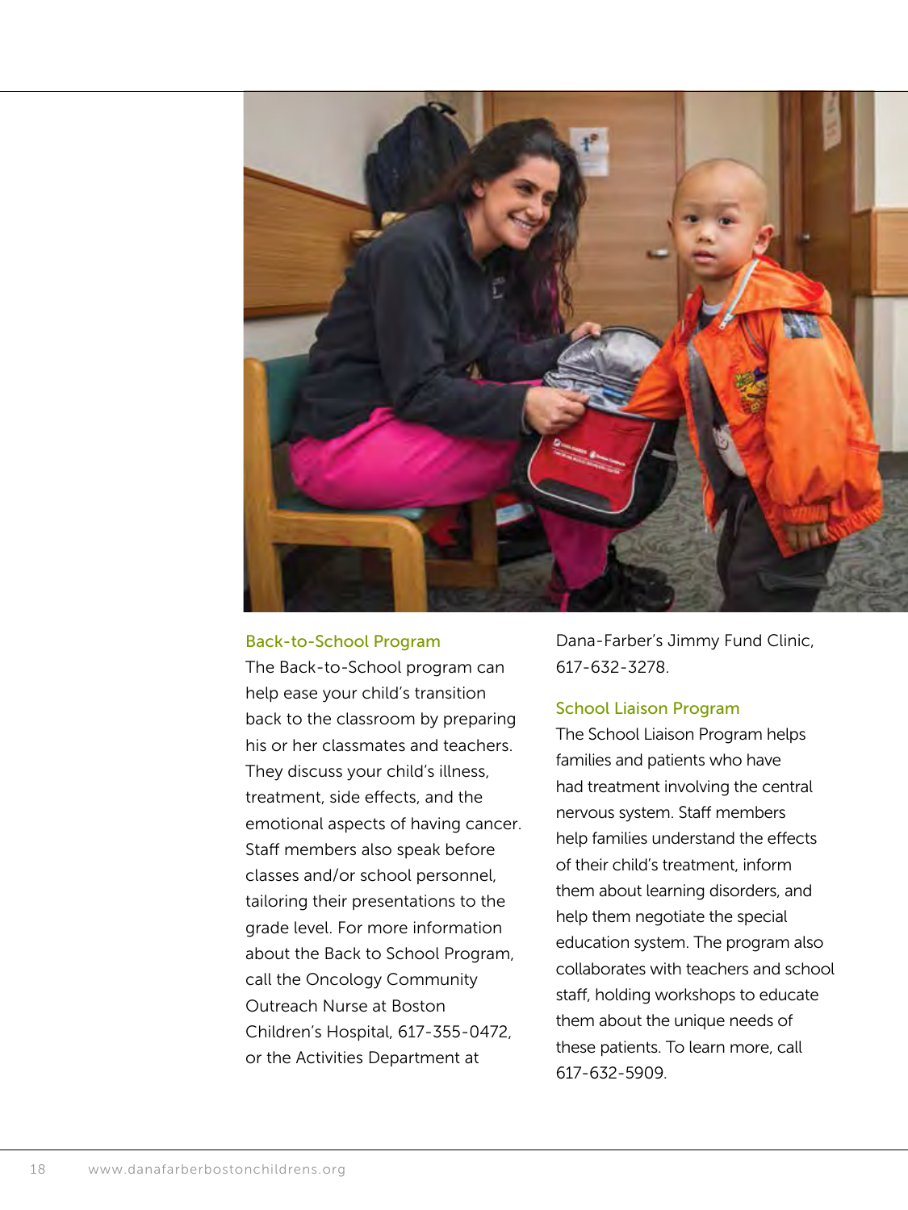### Back-to-School Program

The Back-to-School program can help ease your child's transition back to the classroom by preparing his or her classmates and teachers. They discuss your child's illness, treatment, side effects, and the emotional aspects of having cancer. Staff members also speak before classes and/or school personnel, tailoring their presentations to the grade level. For more information about the Back to School Program, call the Oncology Community Outreach Nurse at Boston Children's Hospital, 617-355-0472, or the Activities Department at Dana-Farber's Jimmy Fund Clinic, 617-632-3278.

### School Liaison Program

The School Liaison Program helps families and patients who have had treatment involving the central nervous system. Staff members help families understand the effects of their child's treatment, inform them about learning disorders, and help them negotiate the special education system. The program also collaborates with teachers and school staff, holding workshops to educate them about the unique needs of these patients. To learn more, call 617-632-5909.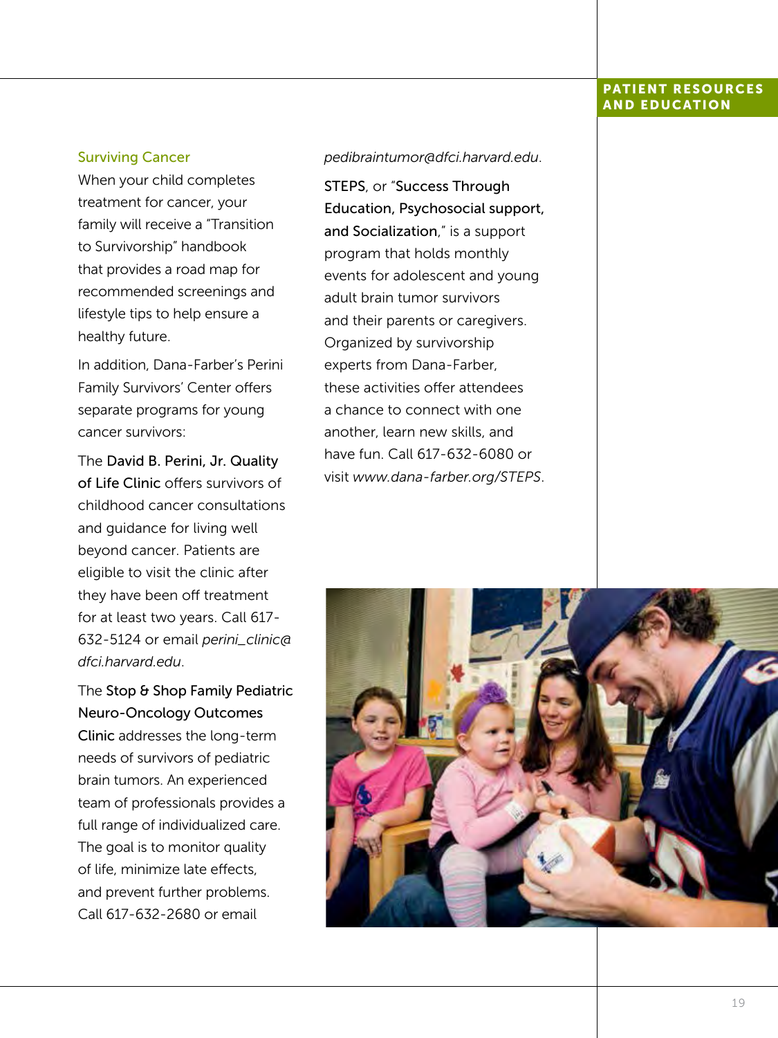## Surviving Cancer

When your child completes treatment for cancer, your family will receive a "Transition to Survivorship" handbook that provides a road map for recommended screenings and lifestyle tips to help ensure a healthy future.

In addition, Dana-Farber's Perini Family Survivors' Center offers separate programs for young cancer survivors:

The **David B. Perini, Jr. Quality of Life Clinic** offers survivors of childhood cancer consultations and guidance for living well beyond cancer. Patients are eligible to visit the clinic after they have been off treatment for at least two years. Call 617-632-5124 or email *perini_clinic@dfci.harvard.edu*.

The **Stop & Shop Family Pediatric Neuro-Oncology Outcomes Clinic** addresses the long-term needs of survivors of pediatric brain tumors. An experienced team of professionals provides a full range of individualized care. The goal is to monitor quality of life, minimize late effects, and prevent further problems. Call 617-632-2680 or email *pedibraintumor@dfci.harvard.edu*.

**STEPS**, or "**Success Through Education, Psychosocial support, and Socialization**," is a support program that holds monthly events for adolescent and young adult brain tumor survivors and their parents or caregivers. Organized by survivorship experts from Dana-Farber, these activities offer attendees a chance to connect with one another, learn new skills, and have fun. Call 617-632-6080 or visit *www.dana-farber.org/STEPS*.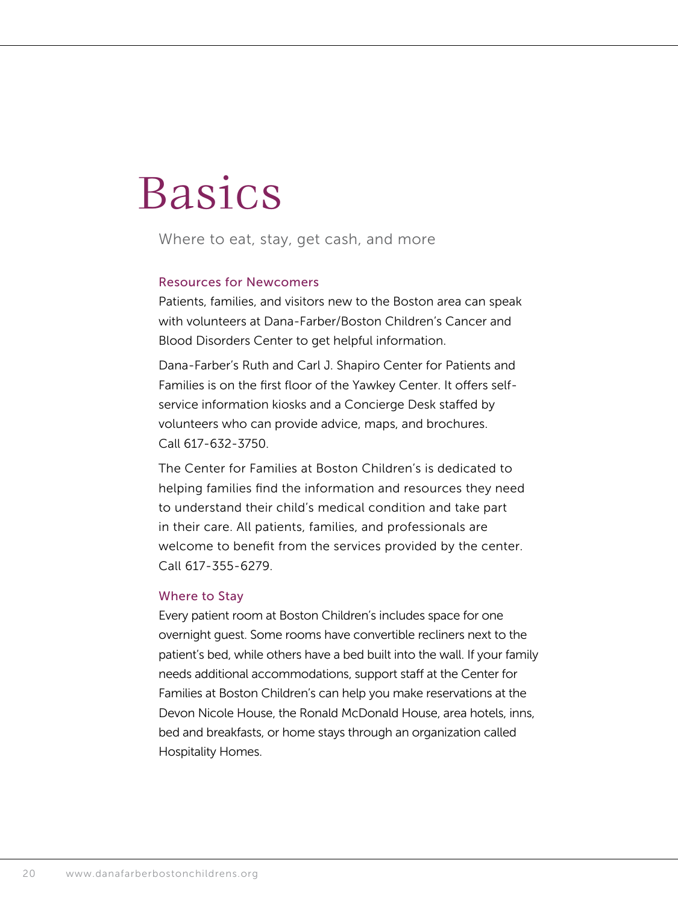# Basics

Where to eat, stay, get cash, and more

## Resources for Newcomers

Patients, families, and visitors new to the Boston area can speak with volunteers at Dana-Farber/Boston Children's Cancer and Blood Disorders Center to get helpful information.

Dana-Farber's Ruth and Carl J. Shapiro Center for Patients and Families is on the first floor of the Yawkey Center. It offers self-service information kiosks and a Concierge Desk staffed by volunteers who can provide advice, maps, and brochures. Call 617-632-3750.

The Center for Families at Boston Children's is dedicated to helping families find the information and resources they need to understand their child's medical condition and take part in their care. All patients, families, and professionals are welcome to benefit from the services provided by the center. Call 617-355-6279.

## Where to Stay

Every patient room at Boston Children's includes space for one overnight guest. Some rooms have convertible recliners next to the patient's bed, while others have a bed built into the wall. If your family needs additional accommodations, support staff at the Center for Families at Boston Children's can help you make reservations at the Devon Nicole House, the Ronald McDonald House, area hotels, inns, bed and breakfasts, or home stays through an organization called Hospitality Homes.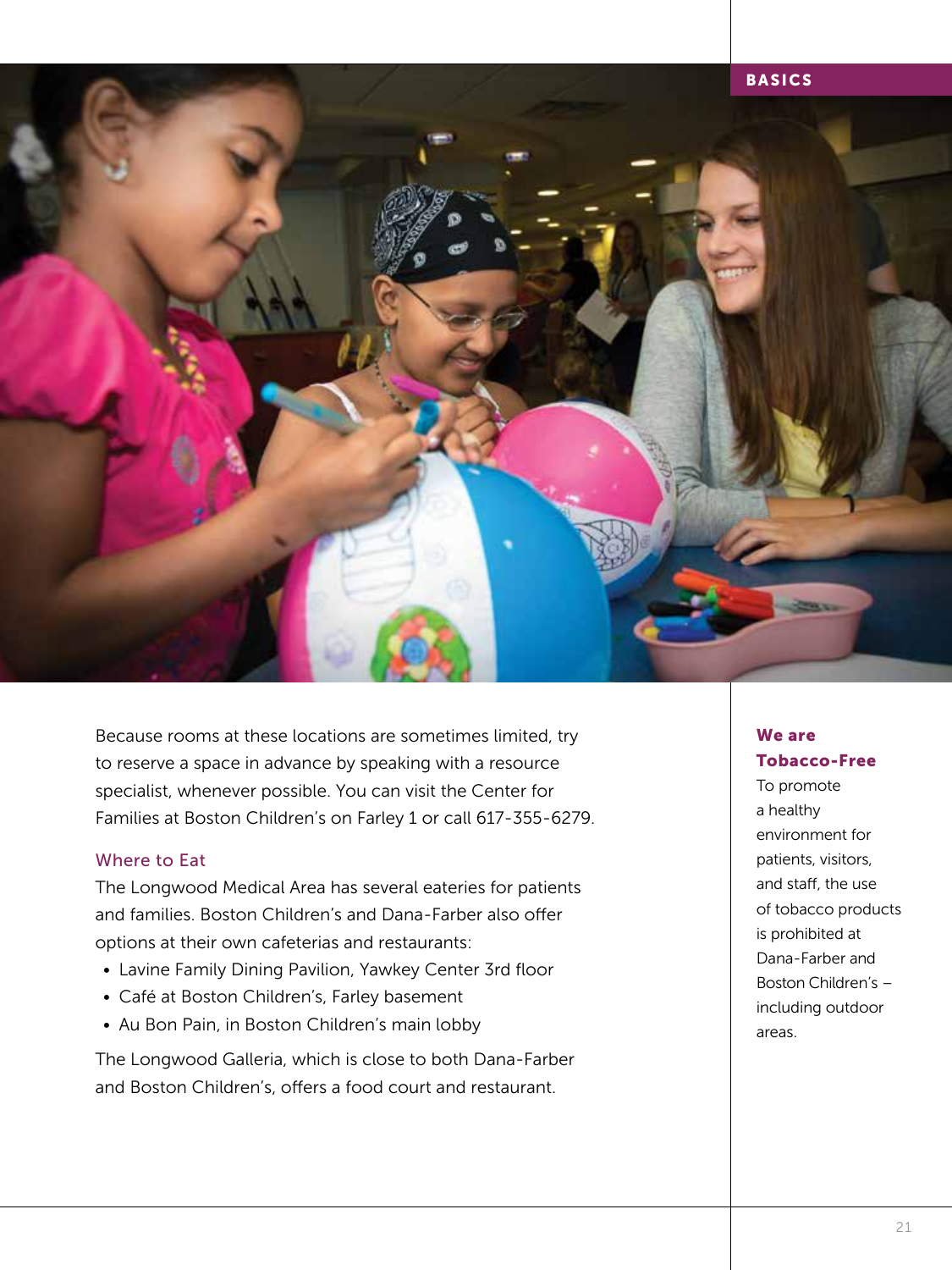Because rooms at these locations are sometimes limited, try to reserve a space in advance by speaking with a resource specialist, whenever possible. You can visit the Center for Families at Boston Children's on Farley 1 or call 617-355-6279.

### Where to Eat

The Longwood Medical Area has several eateries for patients and families. Boston Children's and Dana-Farber also offer options at their own cafeterias and restaurants:

- Lavine Family Dining Pavilion, Yawkey Center 3rd floor
- Café at Boston Children's, Farley basement
- Au Bon Pain, in Boston Children's main lobby

The Longwood Galleria, which is close to both Dana-Farber and Boston Children's, offers a food court and restaurant.

**We are Tobacco-Free**

To promote a healthy environment for patients, visitors, and staff, the use of tobacco products is prohibited at Dana-Farber and Boston Children's – including outdoor areas.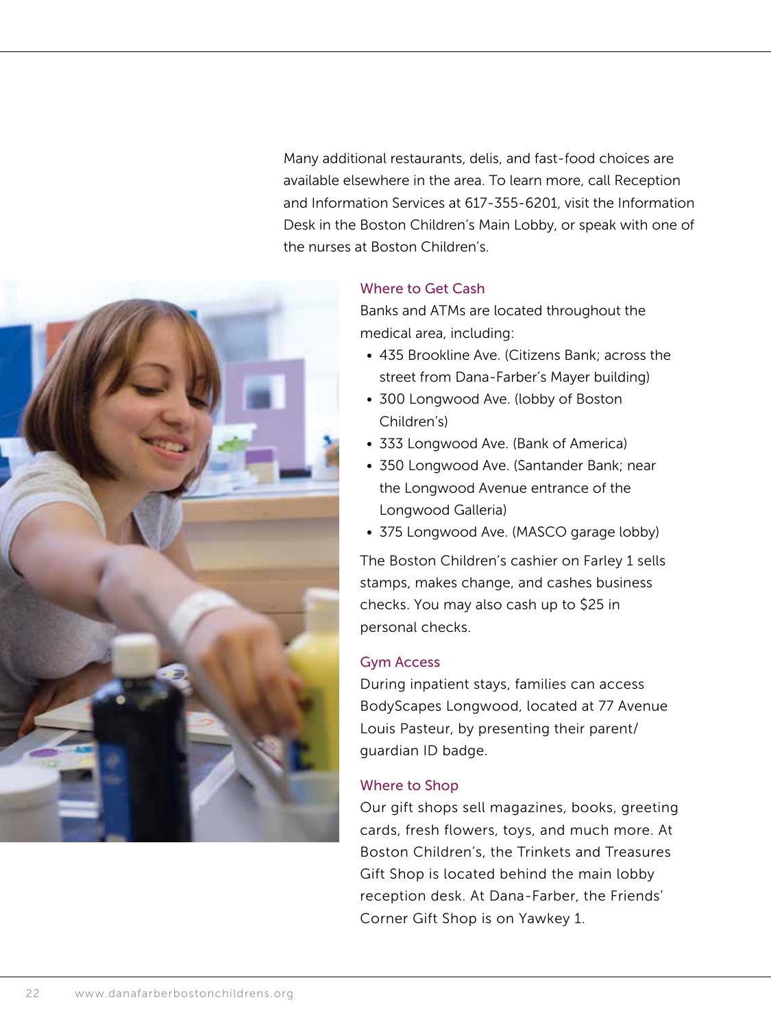Many additional restaurants, delis, and fast-food choices are available elsewhere in the area. To learn more, call Reception and Information Services at 617-355-6201, visit the Information Desk in the Boston Children's Main Lobby, or speak with one of the nurses at Boston Children's.

## Where to Get Cash

Banks and ATMs are located throughout the medical area, including:

- 435 Brookline Ave. (Citizens Bank; across the street from Dana-Farber's Mayer building)
- 300 Longwood Ave. (lobby of Boston Children's)
- 333 Longwood Ave. (Bank of America)
- 350 Longwood Ave. (Santander Bank; near the Longwood Avenue entrance of the Longwood Galleria)
- 375 Longwood Ave. (MASCO garage lobby)

The Boston Children's cashier on Farley 1 sells stamps, makes change, and cashes business checks. You may also cash up to $25 in personal checks.

## Gym Access

During inpatient stays, families can access BodyScapes Longwood, located at 77 Avenue Louis Pasteur, by presenting their parent/guardian ID badge.

## Where to Shop

Our gift shops sell magazines, books, greeting cards, fresh flowers, toys, and much more. At Boston Children's, the Trinkets and Treasures Gift Shop is located behind the main lobby reception desk. At Dana-Farber, the Friends' Corner Gift Shop is on Yawkey 1.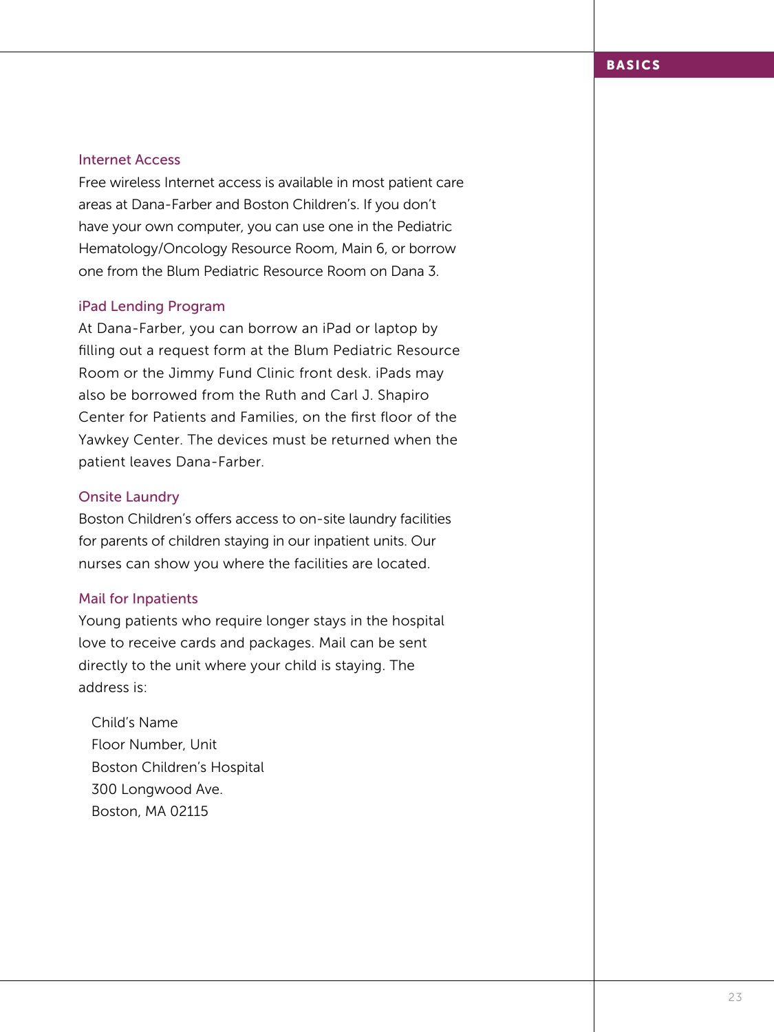### Internet Access

Free wireless Internet access is available in most patient care areas at Dana-Farber and Boston Children's. If you don't have your own computer, you can use one in the Pediatric Hematology/Oncology Resource Room, Main 6, or borrow one from the Blum Pediatric Resource Room on Dana 3.

### iPad Lending Program

At Dana-Farber, you can borrow an iPad or laptop by filling out a request form at the Blum Pediatric Resource Room or the Jimmy Fund Clinic front desk. iPads may also be borrowed from the Ruth and Carl J. Shapiro Center for Patients and Families, on the first floor of the Yawkey Center. The devices must be returned when the patient leaves Dana-Farber.

### Onsite Laundry

Boston Children's offers access to on-site laundry facilities for parents of children staying in our inpatient units. Our nurses can show you where the facilities are located.

### Mail for Inpatients

Young patients who require longer stays in the hospital love to receive cards and packages. Mail can be sent directly to the unit where your child is staying. The address is:

Child's Name  
Floor Number, Unit  
Boston Children's Hospital  
300 Longwood Ave.  
Boston, MA 02115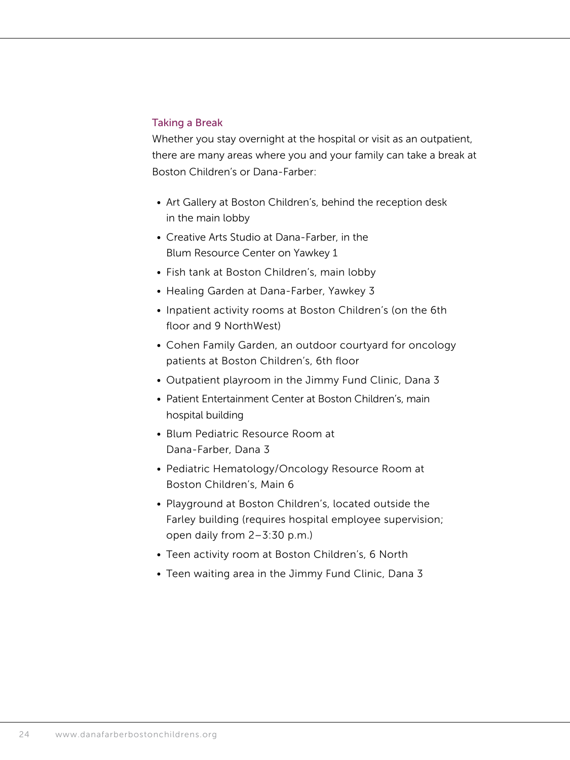## Taking a Break

Whether you stay overnight at the hospital or visit as an outpatient, there are many areas where you and your family can take a break at Boston Children's or Dana-Farber:

- Art Gallery at Boston Children's, behind the reception desk in the main lobby
- Creative Arts Studio at Dana-Farber, in the Blum Resource Center on Yawkey 1
- Fish tank at Boston Children's, main lobby
- Healing Garden at Dana-Farber, Yawkey 3
- Inpatient activity rooms at Boston Children's (on the 6th floor and 9 NorthWest)
- Cohen Family Garden, an outdoor courtyard for oncology patients at Boston Children's, 6th floor
- Outpatient playroom in the Jimmy Fund Clinic, Dana 3
- Patient Entertainment Center at Boston Children's, main hospital building
- Blum Pediatric Resource Room at Dana-Farber, Dana 3
- Pediatric Hematology/Oncology Resource Room at Boston Children's, Main 6
- Playground at Boston Children's, located outside the Farley building (requires hospital employee supervision; open daily from 2–3:30 p.m.)
- Teen activity room at Boston Children's, 6 North
- Teen waiting area in the Jimmy Fund Clinic, Dana 3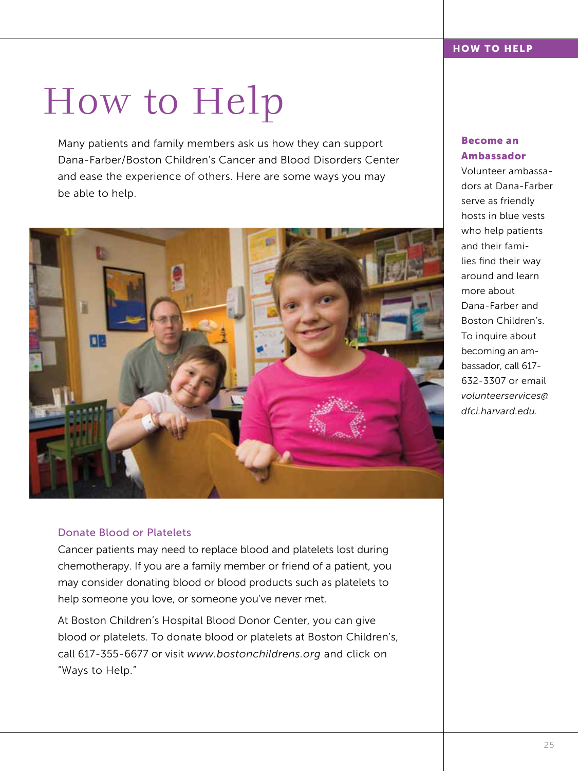# How to Help

Many patients and family members ask us how they can support Dana-Farber/Boston Children's Cancer and Blood Disorders Center and ease the experience of others. Here are some ways you may be able to help.

## Donate Blood or Platelets

Cancer patients may need to replace blood and platelets lost during chemotherapy. If you are a family member or friend of a patient, you may consider donating blood or blood products such as platelets to help someone you love, or someone you've never met.

At Boston Children's Hospital Blood Donor Center, you can give blood or platelets. To donate blood or platelets at Boston Children's, call 617-355-6677 or visit *www.bostonchildrens.org* and click on "Ways to Help."

## Become an Ambassador

Volunteer ambassadors at Dana-Farber serve as friendly hosts in blue vests who help patients and their families find their way around and learn more about Dana-Farber and Boston Children's. To inquire about becoming an ambassador, call 617-632-3307 or email *volunteerservices@dfci.harvard.edu*.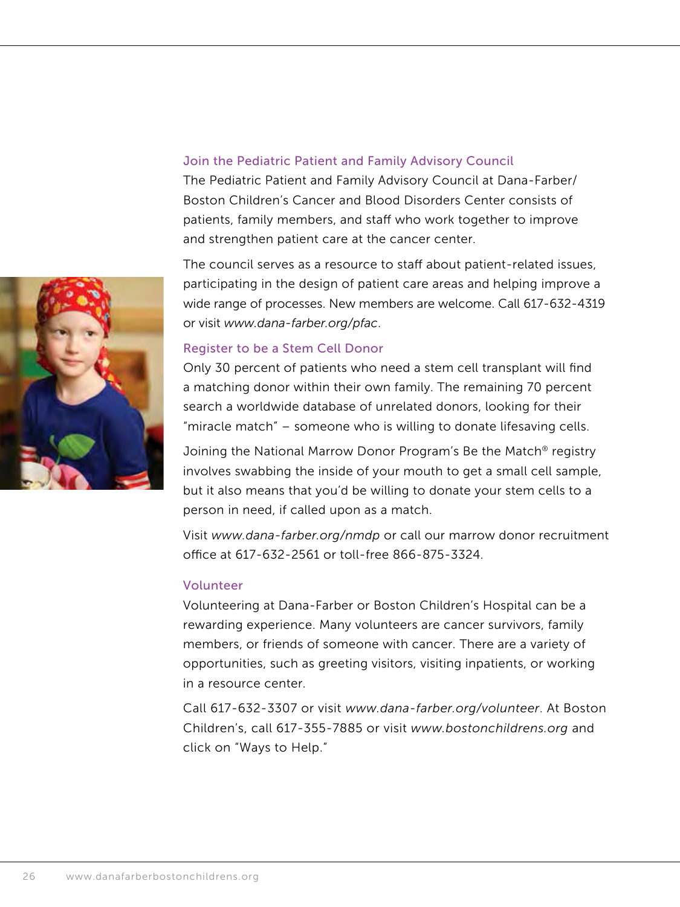### Join the Pediatric Patient and Family Advisory Council

The Pediatric Patient and Family Advisory Council at Dana-Farber/ Boston Children's Cancer and Blood Disorders Center consists of patients, family members, and staff who work together to improve and strengthen patient care at the cancer center.

The council serves as a resource to staff about patient-related issues, participating in the design of patient care areas and helping improve a wide range of processes. New members are welcome. Call 617-632-4319 or visit *www.dana-farber.org/pfac*.

### Register to be a Stem Cell Donor

Only 30 percent of patients who need a stem cell transplant will find a matching donor within their own family. The remaining 70 percent search a worldwide database of unrelated donors, looking for their "miracle match" – someone who is willing to donate lifesaving cells.

Joining the National Marrow Donor Program's Be the Match® registry involves swabbing the inside of your mouth to get a small cell sample, but it also means that you'd be willing to donate your stem cells to a person in need, if called upon as a match.

Visit *www.dana-farber.org/nmdp* or call our marrow donor recruitment office at 617-632-2561 or toll-free 866-875-3324.

### Volunteer

Volunteering at Dana-Farber or Boston Children's Hospital can be a rewarding experience. Many volunteers are cancer survivors, family members, or friends of someone with cancer. There are a variety of opportunities, such as greeting visitors, visiting inpatients, or working in a resource center.

Call 617-632-3307 or visit *www.dana-farber.org/volunteer*. At Boston Children's, call 617-355-7885 or visit *www.bostonchildrens.org* and click on "Ways to Help."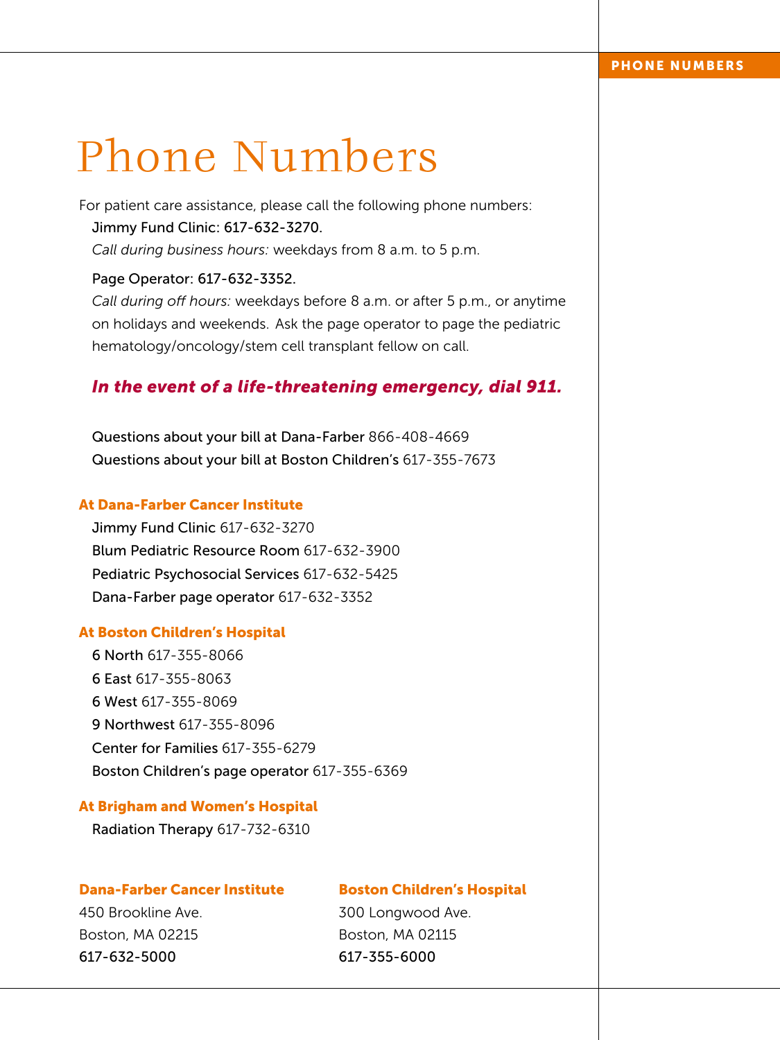# Phone Numbers

For patient care assistance, please call the following phone numbers:

Jimmy Fund Clinic: 617-632-3270.

*Call during business hours:* weekdays from 8 a.m. to 5 p.m.

Page Operator: 617-632-3352.

*Call during off hours:* weekdays before 8 a.m. or after 5 p.m., or anytime on holidays and weekends. Ask the page operator to page the pediatric hematology/oncology/stem cell transplant fellow on call.

***In the event of a life-threatening emergency, dial 911.***

Questions about your bill at Dana-Farber 866-408-4669

Questions about your bill at Boston Children's 617-355-7673

### At Dana-Farber Cancer Institute

Jimmy Fund Clinic 617-632-3270

Blum Pediatric Resource Room 617-632-3900

Pediatric Psychosocial Services 617-632-5425

Dana-Farber page operator 617-632-3352

### At Boston Children's Hospital

6 North 617-355-8066

6 East 617-355-8063

6 West 617-355-8069

9 Northwest 617-355-8096

Center for Families 617-355-6279

Boston Children's page operator 617-355-6369

### At Brigham and Women's Hospital

Radiation Therapy 617-732-6310

**Dana-Farber Cancer Institute**

450 Brookline Ave.
Boston, MA 02215
617-632-5000

**Boston Children's Hospital**

300 Longwood Ave.
Boston, MA 02115
617-355-6000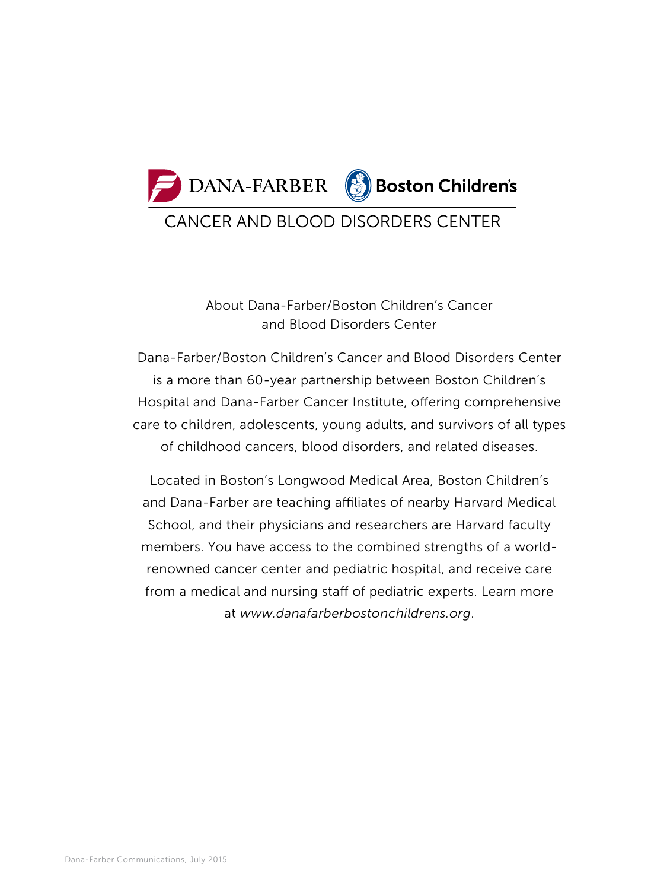DANA-FARBER Boston Children's

CANCER AND BLOOD DISORDERS CENTER

## About Dana-Farber/Boston Children's Cancer and Blood Disorders Center

Dana-Farber/Boston Children's Cancer and Blood Disorders Center is a more than 60-year partnership between Boston Children's Hospital and Dana-Farber Cancer Institute, offering comprehensive care to children, adolescents, young adults, and survivors of all types of childhood cancers, blood disorders, and related diseases.

Located in Boston's Longwood Medical Area, Boston Children's and Dana-Farber are teaching affiliates of nearby Harvard Medical School, and their physicians and researchers are Harvard faculty members. You have access to the combined strengths of a world-renowned cancer center and pediatric hospital, and receive care from a medical and nursing staff of pediatric experts. Learn more at *www.danafarberbostonchildrens.org*.

Dana-Farber Communications, July 2015